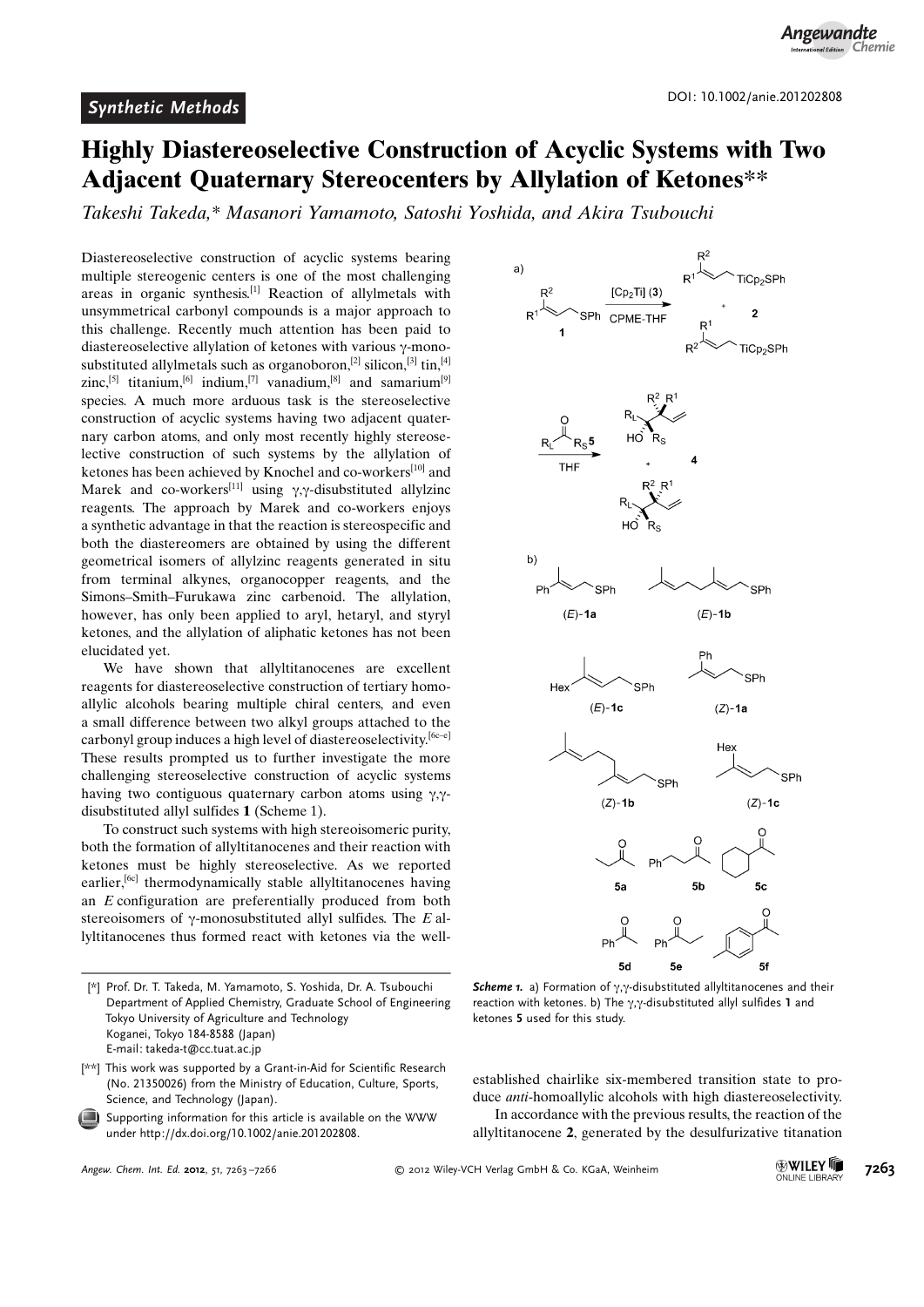## Synthetic Methods

# Highly Diastereoselective Construction of Acyclic Systems with Two Adjacent Quaternary Stereocenters by Allylation of Ketones**

*Takeshi Takeda,* Masanori Yamamoto, Satoshi Yoshida, and Akira Tsubouchi*

Diastereoselective construction of acyclic systems bearing multiple stereogenic centers is one of the most challenging areas in organic synthesis.[1] Reaction of allylmetals with unsymmetrical carbonyl compounds is a major approach to this challenge. Recently much attention has been paid to diastereoselective allylation of ketones with various γ-monosubstituted allylmetals such as organoboron,[2] silicon,[3] tin,[4] zinc,[5] titanium,[6] indium,[7] vanadium,[8] and samarium[9] species. A much more arduous task is the stereoselective construction of acyclic systems having two adjacent quaternary carbon atoms, and only most recently highly stereoselective construction of such systems by the allylation of ketones has been achieved by Knochel and co-workers[10] and Marek and co-workers[11] using γ,γ-disubstituted allylzinc reagents. The approach by Marek and co-workers enjoys a synthetic advantage in that the reaction is stereospecific and both the diastereomers are obtained by using the different geometrical isomers of allylzinc reagents generated in situ from terminal alkynes, organocopper reagents, and the Simons–Smith–Furukawa zinc carbenoid. The allylation, however, has only been applied to aryl, hetaryl, and styryl ketones, and the allylation of aliphatic ketones has not been elucidated yet.

We have shown that allyltitanocenes are excellent reagents for diastereoselective construction of tertiary homoallylic alcohols bearing multiple chiral centers, and even a small difference between two alkyl groups attached to the carbonyl group induces a high level of diastereoselectivity.[6c–e] These results prompted us to further investigate the more challenging stereoselective construction of acyclic systems having two contiguous quaternary carbon atoms using γ,γ-disubstituted allyl sulfides **1** (Scheme 1).

To construct such systems with high stereoisomeric purity, both the formation of allyltitanocenes and their reaction with ketones must be highly stereoselective. As we reported earlier,[6c] thermodynamically stable allyltitanocenes having an *E* configuration are preferentially produced from both stereoisomers of γ-monosubstituted allyl sulfides. The *E* allyltitanocenes thus formed react with ketones via the well-established chairlike six-membered transition state to produce *anti*-homoallylic alcohols with high diastereoselectivity.

In accordance with the previous results, the reaction of the allyltitanocene **2**, generated by the desulfurizative titanation

**Scheme 1.** a) Formation of γ,γ-disubstituted allyltitanocenes and their reaction with ketones. b) The γ,γ-disubstituted allyl sulfides **1** and ketones **5** used for this study.

[*] Prof. Dr. T. Takeda, M. Yamamoto, S. Yoshida, Dr. A. Tsubouchi
Department of Applied Chemistry, Graduate School of Engineering
Tokyo University of Agriculture and Technology
Koganei, Tokyo 184-8588 (Japan)
E-mail: takeda-t@cc.tuat.ac.jp

[**] This work was supported by a Grant-in-Aid for Scientific Research (No. 21350026) from the Ministry of Education, Culture, Sports, Science, and Technology (Japan).

Supporting information for this article is available on the WWW under http://dx.doi.org/10.1002/anie.201202808.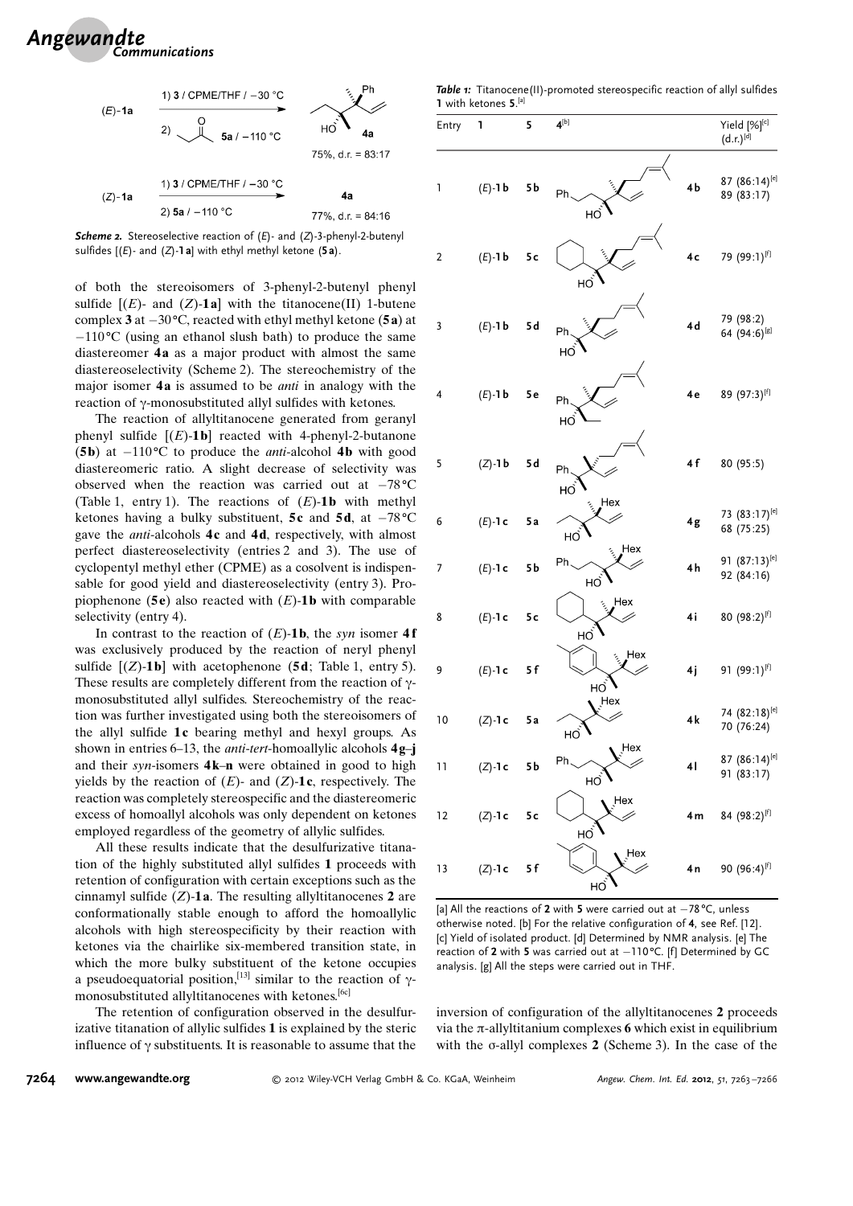(E)-**1a** → 1) **3** / CPME/THF / −30 °C; 2) **5a** / −110 °C → **4a** 75%, d.r. = 83:17

(Z)-**1a** → 1) **3** / CPME/THF / −30 °C; 2) **5a** / −110 °C → **4a** 77%, d.r. = 84:16

***Scheme 2.*** Stereoselective reaction of (*E*)- and (*Z*)-3-phenyl-2-butenyl sulfides [(*E*)- and (*Z*)-**1a**] with ethyl methyl ketone (**5a**).

of both the stereoisomers of 3-phenyl-2-butenyl phenyl sulfide [(*E*)- and (*Z*)-**1a**] with the titanocene(II) 1-butene complex **3** at −30 °C, reacted with ethyl methyl ketone (**5a**) at −110 °C (using an ethanol slush bath) to produce the same diastereomer **4a** as a major product with almost the same diastereoselectivity (Scheme 2). The stereochemistry of the major isomer **4a** is assumed to be *anti* in analogy with the reaction of γ-monosubstituted allyl sulfides with ketones.

The reaction of allyltitanocene generated from geranyl phenyl sulfide [(*E*)-**1b**] reacted with 4-phenyl-2-butanone (**5b**) at −110 °C to produce the *anti*-alcohol **4b** with good diastereomeric ratio. A slight decrease of selectivity was observed when the reaction was carried out at −78 °C (Table 1, entry 1). The reactions of (*E*)-**1b** with methyl ketones having a bulky substituent, **5c** and **5d**, at −78 °C gave the *anti*-alcohols **4c** and **4d**, respectively, with almost perfect diastereoselectivity (entries 2 and 3). The use of cyclopentyl methyl ether (CPME) as a cosolvent is indispensable for good yield and diastereoselectivity (entry 3). Propiophenone (**5e**) also reacted with (*E*)-**1b** with comparable selectivity (entry 4).

In contrast to the reaction of (*E*)-**1b**, the *syn* isomer **4f** was exclusively produced by the reaction of neryl phenyl sulfide [(*Z*)-**1b**] with acetophenone (**5d**; Table 1, entry 5). These results are completely different from the reaction of γ-monosubstituted allyl sulfides. Stereochemistry of the reaction was further investigated using both the stereoisomers of the allyl sulfide **1c** bearing methyl and hexyl groups. As shown in entries 6–13, the *anti-tert*-homoallylic alcohols **4g–j** and their *syn*-isomers **4k–n** were obtained in good to high yields by the reaction of (*E*)- and (*Z*)-**1c**, respectively. The reaction was completely stereospecific and the diastereomeric excess of homoallyl alcohols was only dependent on ketones employed regardless of the geometry of allylic sulfides.

All these results indicate that the desulfurizative titanation of the highly substituted allyl sulfides **1** proceeds with retention of configuration with certain exceptions such as the cinnamyl sulfide (*Z*)-**1a**. The resulting allyltitanocenes **2** are conformationally stable enough to afford the homoallylic alcohols with high stereospecificity by their reaction with ketones via the chairlike six-membered transition state, in which the more bulky substituent of the ketone occupies a pseudoequatorial position,[13] similar to the reaction of γ-monosubstituted allyltitanocenes with ketones.[6c]

The retention of configuration observed in the desulfurizative titanation of allylic sulfides **1** is explained by the steric influence of γ substituents. It is reasonable to assume that the inversion of configuration of the allyltitanocenes **2** proceeds via the π-allyltitanium complexes **6** which exist in equilibrium with the σ-allyl complexes **2** (Scheme 3). In the case of the

***Table 1:*** Titanocene(II)-promoted stereospecific reaction of allyl sulfides **1** with ketones **5**.[a]

| Entry | 1 | 5 | 4[b] | Yield [%][c] (d.r.)[d] |
|---|---|---|---|---|
| 1 | (*E*)-**1b** | **5b** | **4b** | 87 (86:14)[e] 89 (83:17) |
| 2 | (*E*)-**1b** | **5c** | **4c** | 79 (99:1)[f] |
| 3 | (*E*)-**1b** | **5d** | **4d** | 79 (98:2) 64 (94:6)[g] |
| 4 | (*E*)-**1b** | **5e** | **4e** | 89 (97:3)[f] |
| 5 | (*Z*)-**1b** | **5d** | **4f** | 80 (95:5) |
| 6 | (*E*)-**1c** | **5a** | **4g** | 73 (83:17)[e] 68 (75:25) |
| 7 | (*E*)-**1c** | **5b** | **4h** | 91 (87:13)[e] 92 (84:16) |
| 8 | (*E*)-**1c** | **5c** | **4i** | 80 (98:2)[f] |
| 9 | (*E*)-**1c** | **5f** | **4j** | 91 (99:1)[f] |
| 10 | (*Z*)-**1c** | **5a** | **4k** | 74 (82:18)[e] 70 (76:24) |
| 11 | (*Z*)-**1c** | **5b** | **4l** | 87 (86:14)[e] 91 (83:17) |
| 12 | (*Z*)-**1c** | **5c** | **4m** | 84 (98:2)[f] |
| 13 | (*Z*)-**1c** | **5f** | **4n** | 90 (96:4)[f] |

[a] All the reactions of **2** with **5** were carried out at −78 °C, unless otherwise noted. [b] For the relative configuration of **4**, see Ref. [12]. [c] Yield of isolated product. [d] Determined by NMR analysis. [e] The reaction of **2** with **5** was carried out at −110 °C. [f] Determined by GC analysis. [g] All the steps were carried out in THF.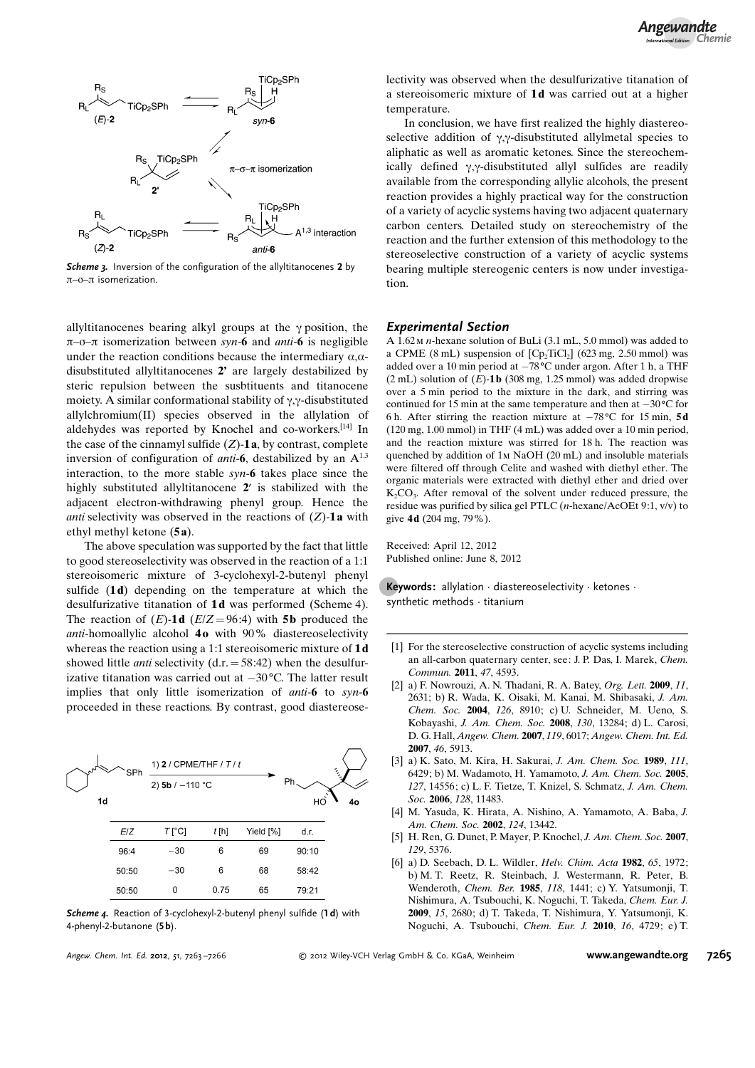*Scheme 3.* Inversion of the configuration of the allyltitanocenes **2** by π–σ–π isomerization.

allyltitanocenes bearing alkyl groups at the γ position, the π–σ–π isomerization between *syn*-**6** and *anti*-**6** is negligible under the reaction conditions because the intermediary α,α-disubstituted allyltitanocenes **2'** are largely destabilized by steric repulsion between the susbstituents and titanocene moiety. A similar conformational stability of γ,γ-disubstituted allylchromium(II) species observed in the allylation of aldehydes was reported by Knochel and co-workers.[14] In the case of the cinnamyl sulfide (*Z*)-**1a**, by contrast, complete inversion of configuration of *anti*-**6**, destabilized by an $A^{1,3}$ interaction, to the more stable *syn*-**6** takes place since the highly substituted allyltitanocene **2'** is stabilized with the adjacent electron-withdrawing phenyl group. Hence the *anti* selectivity was observed in the reactions of (*Z*)-**1a** with ethyl methyl ketone (**5a**).

The above speculation was supported by the fact that little to good stereoselectivity was observed in the reaction of a 1:1 stereoisomeric mixture of 3-cyclohexyl-2-butenyl phenyl sulfide (**1d**) depending on the temperature at which the desulfurizative titanation of **1d** was performed (Scheme 4). The reaction of (*E*)-**1d** (*E*/*Z* = 96:4) with **5b** produced the *anti*-homoallylic alcohol **4o** with 90% diastereoselectivity whereas the reaction using a 1:1 stereoisomeric mixture of **1d** showed little *anti* selectivity (d.r. = 58:42) when the desulfurizative titanation was carried out at −30 °C. The latter result implies that only little isomerization of *anti*-**6** to *syn*-**6** proceeded in these reactions. By contrast, good diastereoselectivity was observed when the desulfurizative titanation of a stereoisomeric mixture of **1d** was carried out at a higher temperature.

1) **2** / CPME/THF / *T* / *t*
2) **5b** / −110 °C

| *E*/*Z* | *T* [°C] | *t* [h] | Yield [%] | d.r. |
| --- | --- | --- | --- | --- |
| 96:4 | −30 | 6 | 69 | 90:10 |
| 50:50 | −30 | 6 | 68 | 58:42 |
| 50:50 | 0 | 0.75 | 65 | 79:21 |

*Scheme 4.* Reaction of 3-cyclohexyl-2-butenyl phenyl sulfide (**1d**) with 4-phenyl-2-butanone (**5b**).

In conclusion, we have first realized the highly diastereoselective addition of γ,γ-disubstituted allylmetal species to aliphatic as well as aromatic ketones. Since the stereochemically defined γ,γ-disubstituted allyl sulfides are readily available from the corresponding allylic alcohols, the present reaction provides a highly practical way for the construction of a variety of acyclic systems having two adjacent quaternary carbon centers. Detailed study on stereochemistry of the reaction and the further extension of this methodology to the stereoselective construction of a variety of acyclic systems bearing multiple stereogenic centers is now under investigation.

## Experimental Section

A 1.62 M *n*-hexane solution of BuLi (3.1 mL, 5.0 mmol) was added to a CPME (8 mL) suspension of $[Cp_2TiCl_2]$ (623 mg, 2.50 mmol) was added over a 10 min period at −78 °C under argon. After 1 h, a THF (2 mL) solution of (*E*)-**1b** (308 mg, 1.25 mmol) was added dropwise over a 5 min period to the mixture in the dark, and stirring was continued for 15 min at the same temperature and then at −30 °C for 6 h. After stirring the reaction mixture at −78 °C for 15 min, **5d** (120 mg, 1.00 mmol) in THF (4 mL) was added over a 10 min period, and the reaction mixture was stirred for 18 h. The reaction was quenched by addition of 1 M NaOH (20 mL) and insoluble materials were filtered off through Celite and washed with diethyl ether. The organic materials were extracted with diethyl ether and dried over $K_2CO_3$. After removal of the solvent under reduced pressure, the residue was purified by silica gel PTLC (*n*-hexane/AcOEt 9:1, v/v) to give **4d** (204 mg, 79%).

Received: April 12, 2012
Published online: June 8, 2012

**Keywords:** allylation · diastereoselectivity · ketones · synthetic methods · titanium

[1] For the stereoselective construction of acyclic systems including an all-carbon quaternary center, see: J. P. Das, I. Marek, *Chem. Commun.* **2011**, *47*, 4593.
[2] a) F. Nowrouzi, A. N. Thadani, R. A. Batey, *Org. Lett.* **2009**, *11*, 2631; b) R. Wada, K. Oisaki, M. Kanai, M. Shibasaki, *J. Am. Chem. Soc.* **2004**, *126*, 8910; c) U. Schneider, M. Ueno, S. Kobayashi, *J. Am. Chem. Soc.* **2008**, *130*, 13284; d) L. Carosi, D. G. Hall, *Angew. Chem.* **2007**, *119*, 6017; *Angew. Chem. Int. Ed.* **2007**, *46*, 5913.
[3] a) K. Sato, M. Kira, H. Sakurai, *J. Am. Chem. Soc.* **1989**, *111*, 6429; b) M. Wadamoto, H. Yamamoto, *J. Am. Chem. Soc.* **2005**, *127*, 14556; c) L. F. Tietze, T. Knizel, S. Schmatz, *J. Am. Chem. Soc.* **2006**, *128*, 11483.
[4] M. Yasuda, K. Hirata, A. Nishino, A. Yamamoto, A. Baba, *J. Am. Chem. Soc.* **2002**, *124*, 13442.
[5] H. Ren, G. Dunet, P. Mayer, P. Knochel, *J. Am. Chem. Soc.* **2007**, *129*, 5376.
[6] a) D. Seebach, D. L. Wildler, *Helv. Chim. Acta* **1982**, *65*, 1972; b) M. T. Reetz, R. Steinbach, J. Westermann, R. Peter, B. Wenderoth, *Chem. Ber.* **1985**, *118*, 1441; c) Y. Yatsumonji, T. Nishimura, A. Tsubouchi, K. Noguchi, T. Takeda, *Chem. Eur. J.* **2009**, *15*, 2680; d) T. Takeda, T. Nishimura, S. Yatsumonji, K. Noguchi, A. Tsubouchi, *Chem. Eur. J.* **2010**, *16*, 4729; e) T.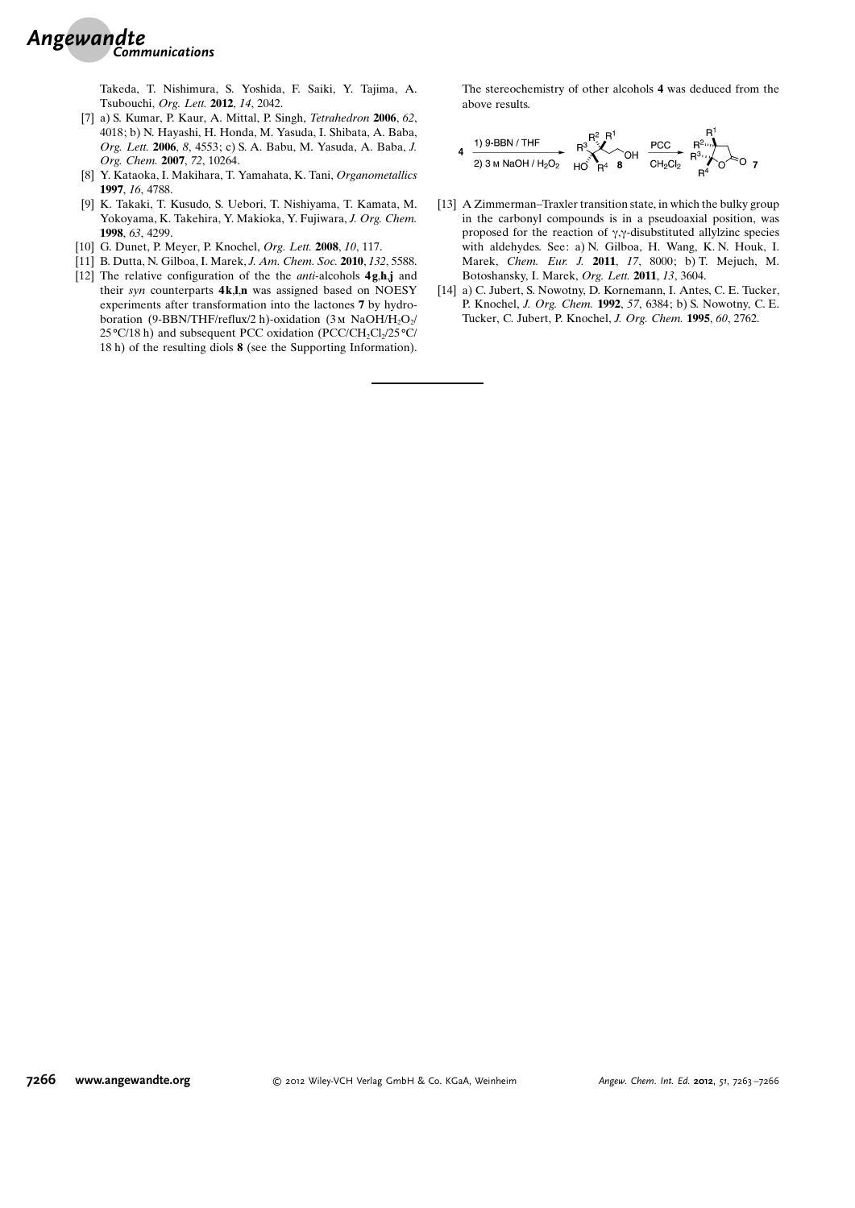Takeda, T. Nishimura, S. Yoshida, F. Saiki, Y. Tajima, A. Tsubouchi, *Org. Lett.* **2012**, *14*, 2042.

[7] a) S. Kumar, P. Kaur, A. Mittal, P. Singh, *Tetrahedron* **2006**, *62*, 4018; b) N. Hayashi, H. Honda, M. Yasuda, I. Shibata, A. Baba, *Org. Lett.* **2006**, *8*, 4553; c) S. A. Babu, M. Yasuda, A. Baba, *J. Org. Chem.* **2007**, *72*, 10264.

[8] Y. Kataoka, I. Makihara, T. Yamahata, K. Tani, *Organometallics* **1997**, *16*, 4788.

[9] K. Takaki, T. Kusudo, S. Uebori, T. Nishiyama, T. Kamata, M. Yokoyama, K. Takehira, Y. Makioka, Y. Fujiwara, *J. Org. Chem.* **1998**, *63*, 4299.

[10] G. Dunet, P. Meyer, P. Knochel, *Org. Lett.* **2008**, *10*, 117.

[11] B. Dutta, N. Gilboa, I. Marek, *J. Am. Chem. Soc.* **2010**, *132*, 5588.

[12] The relative configuration of the the *anti*-alcohols **4g,h,j** and their *syn* counterparts **4k,l,n** was assigned based on NOESY experiments after transformation into the lactones **7** by hydroboration (9-BBN/THF/reflux/2 h)-oxidation (3 M NaOH/$H_2O_2$/25 °C/18 h) and subsequent PCC oxidation (PCC/$CH_2Cl_2$/25 °C/18 h) of the resulting diols **8** (see the Supporting Information). The stereochemistry of other alcohols **4** was deduced from the above results.

**4** → 1) 9-BBN / THF; 2) 3 M NaOH / $H_2O_2$ → **8** → PCC, $CH_2Cl_2$ → **7**

[13] A Zimmerman–Traxler transition state, in which the bulky group in the carbonyl compounds is in a pseudoaxial position, was proposed for the reaction of γ,γ-disubstituted allylzinc species with aldehydes. See: a) N. Gilboa, H. Wang, K. N. Houk, I. Marek, *Chem. Eur. J.* **2011**, *17*, 8000; b) T. Mejuch, M. Botoshansky, I. Marek, *Org. Lett.* **2011**, *13*, 3604.

[14] a) C. Jubert, S. Nowotny, D. Kornemann, I. Antes, C. E. Tucker, P. Knochel, *J. Org. Chem.* **1992**, *57*, 6384; b) S. Nowotny, C. E. Tucker, C. Jubert, P. Knochel, *J. Org. Chem.* **1995**, *60*, 2762.